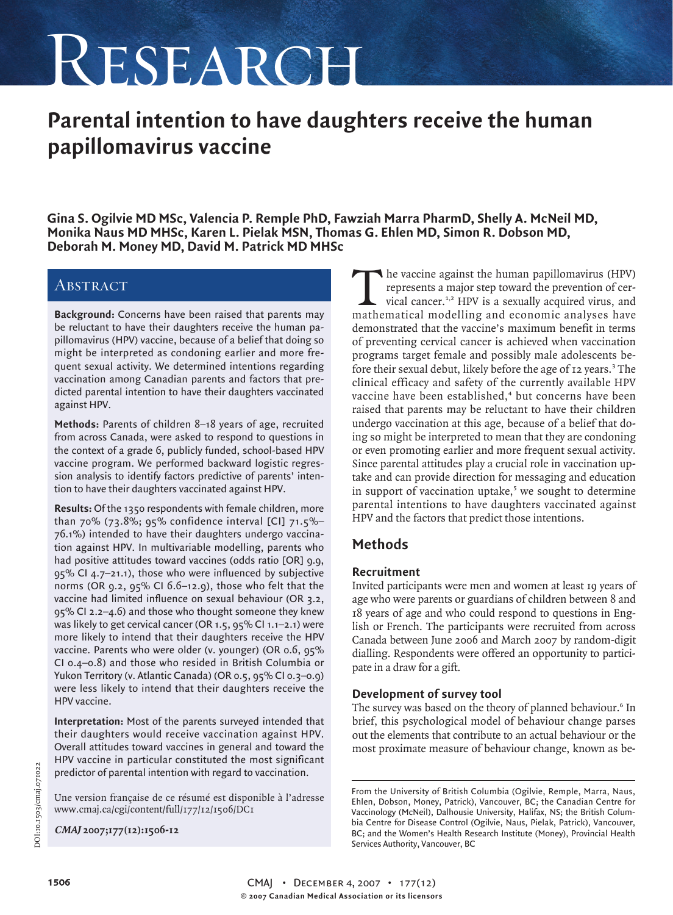# Research

## Parental intention to have daughters receive the human papillomavirus vaccine

**Gina S. Ogilvie MD MSc, Valencia P. Remple PhD, Fawziah Marra PharmD, Shelly A. McNeil MD, Monika Naus MD MHSc, Karen L. Pielak MSN, Thomas G. Ehlen MD, Simon R. Dobson MD, Deborah M. Money MD, David M. Patrick MD MHSc**

### Abstract

**Background:** Concerns have been raised that parents may be reluctant to have their daughters receive the human papillomavirus (HPV) vaccine, because of a belief that doing so might be interpreted as condoning earlier and more frequent sexual activity. We determined intentions regarding vaccination among Canadian parents and factors that predicted parental intention to have their daughters vaccinated against HPV.

**Methods:** Parents of children 8–18 years of age, recruited from across Canada, were asked to respond to questions in the context of a grade 6, publicly funded, school-based HPV vaccine program. We performed backward logistic regression analysis to identify factors predictive of parents' intention to have their daughters vaccinated against HPV.

**Results:** Of the 1350 respondents with female children, more than 70% (73.8%; 95% confidence interval [CI] 71.5%–76.1%) intended to have their daughters undergo vaccination against HPV. In multivariable modelling, parents who had positive attitudes toward vaccines (odds ratio [OR] 9.9, 95% CI 4.7–21.1), those who were influenced by subjective norms (OR 9.2, 95% CI 6.6–12.9), those who felt that the vaccine had limited influence on sexual behaviour (OR 3.2, 95% CI 2.2–4.6) and those who thought someone they knew was likely to get cervical cancer (OR 1.5, 95% CI 1.1–2.1) were more likely to intend that their daughters receive the HPV vaccine. Parents who were older (v. younger) (OR 0.6, 95% CI 0.4–0.8) and those who resided in British Columbia or Yukon Territory (v. Atlantic Canada) (OR 0.5, 95% CI 0.3–0.9) were less likely to intend that their daughters receive the HPV vaccine.

**Interpretation:** Most of the parents surveyed intended that their daughters would receive vaccination against HPV. Overall attitudes toward vaccines in general and toward the HPV vaccine in particular constituted the most significant predictor of parental intention with regard to vaccination.

Une version française de ce résumé est disponible à l'adresse www.cmaj.ca/cgi/content/full/177/12/1506/DC1

*CMAJ* 2007;177(12):1506-12

DOI:10.1503/cmaj.071022

The vaccine against the human papillomavirus (HPV) represents a major step toward the prevention of cervical cancer.[1,2] HPV is a sexually acquired virus, and mathematical modelling and economic analyses have demonstrated that the vaccine's maximum benefit in terms of preventing cervical cancer is achieved when vaccination programs target female and possibly male adolescents before their sexual debut, likely before the age of 12 years.[3] The clinical efficacy and safety of the currently available HPV vaccine have been established,[4] but concerns have been raised that parents may be reluctant to have their children undergo vaccination at this age, because of a belief that doing so might be interpreted to mean that they are condoning or even promoting earlier and more frequent sexual activity. Since parental attitudes play a crucial role in vaccination uptake and can provide direction for messaging and education in support of vaccination uptake,[5] we sought to determine parental intentions to have daughters vaccinated against HPV and the factors that predict those intentions.

## Methods

### Recruitment

Invited participants were men and women at least 19 years of age who were parents or guardians of children between 8 and 18 years of age and who could respond to questions in English or French. The participants were recruited from across Canada between June 2006 and March 2007 by random-digit dialling. Respondents were offered an opportunity to participate in a draw for a gift.

### Development of survey tool

The survey was based on the theory of planned behaviour.[6] In brief, this psychological model of behaviour change parses out the elements that contribute to an actual behaviour or the most proximate measure of behaviour change, known as be-

From the University of British Columbia (Ogilvie, Remple, Marra, Naus, Ehlen, Dobson, Money, Patrick), Vancouver, BC; the Canadian Centre for Vaccinology (McNeil), Dalhousie University, Halifax, NS; the British Columbia Centre for Disease Control (Ogilvie, Naus, Pielak, Patrick), Vancouver, BC; and the Women's Health Research Institute (Money), Provincial Health Services Authority, Vancouver, BC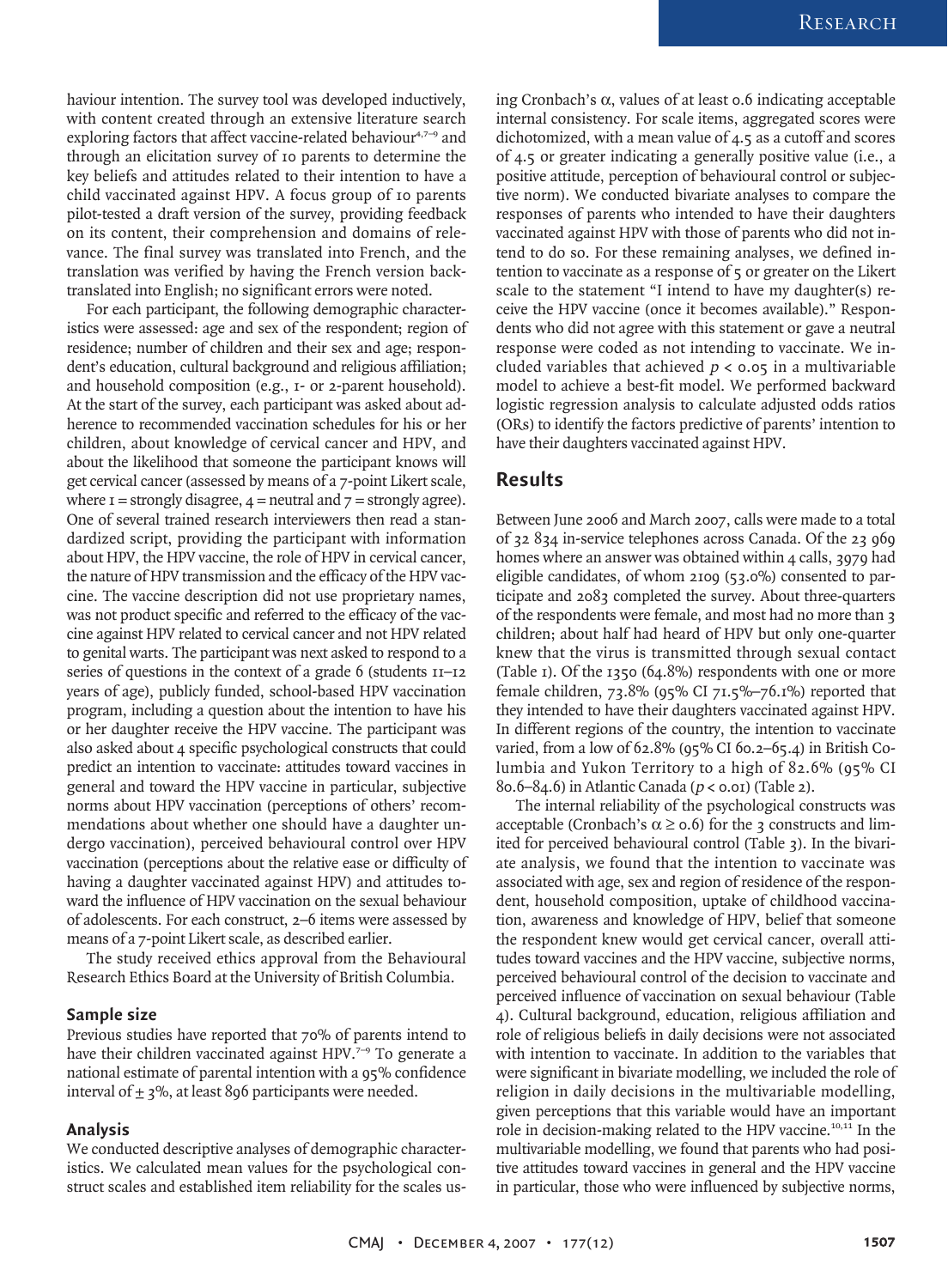haviour intention. The survey tool was developed inductively, with content created through an extensive literature search exploring factors that affect vaccine-related behaviour[4,7–9] and through an elicitation survey of 10 parents to determine the key beliefs and attitudes related to their intention to have a child vaccinated against HPV. A focus group of 10 parents pilot-tested a draft version of the survey, providing feedback on its content, their comprehension and domains of relevance. The final survey was translated into French, and the translation was verified by having the French version back-translated into English; no significant errors were noted.

For each participant, the following demographic characteristics were assessed: age and sex of the respondent; region of residence; number of children and their sex and age; respondent's education, cultural background and religious affiliation; and household composition (e.g., 1- or 2-parent household). At the start of the survey, each participant was asked about adherence to recommended vaccination schedules for his or her children, about knowledge of cervical cancer and HPV, and about the likelihood that someone the participant knows will get cervical cancer (assessed by means of a 7-point Likert scale, where 1 = strongly disagree, 4 = neutral and 7 = strongly agree). One of several trained research interviewers then read a standardized script, providing the participant with information about HPV, the HPV vaccine, the role of HPV in cervical cancer, the nature of HPV transmission and the efficacy of the HPV vaccine. The vaccine description did not use proprietary names, was not product specific and referred to the efficacy of the vaccine against HPV related to cervical cancer and not HPV related to genital warts. The participant was next asked to respond to a series of questions in the context of a grade 6 (students 11–12 years of age), publicly funded, school-based HPV vaccination program, including a question about the intention to have his or her daughter receive the HPV vaccine. The participant was also asked about 4 specific psychological constructs that could predict an intention to vaccinate: attitudes toward vaccines in general and toward the HPV vaccine in particular, subjective norms about HPV vaccination (perceptions of others' recommendations about whether one should have a daughter undergo vaccination), perceived behavioural control over HPV vaccination (perceptions about the relative ease or difficulty of having a daughter vaccinated against HPV) and attitudes toward the influence of HPV vaccination on the sexual behaviour of adolescents. For each construct, 2–6 items were assessed by means of a 7-point Likert scale, as described earlier.

The study received ethics approval from the Behavioural Research Ethics Board at the University of British Columbia.

### Sample size

Previous studies have reported that 70% of parents intend to have their children vaccinated against HPV.[7–9] To generate a national estimate of parental intention with a 95% confidence interval of ± 3%, at least 896 participants were needed.

### Analysis

We conducted descriptive analyses of demographic characteristics. We calculated mean values for the psychological construct scales and established item reliability for the scales using Cronbach's $\alpha$, values of at least 0.6 indicating acceptable internal consistency. For scale items, aggregated scores were dichotomized, with a mean value of 4.5 as a cutoff and scores of 4.5 or greater indicating a generally positive value (i.e., a positive attitude, perception of behavioural control or subjective norm). We conducted bivariate analyses to compare the responses of parents who intended to have their daughters vaccinated against HPV with those of parents who did not intend to do so. For these remaining analyses, we defined intention to vaccinate as a response of 5 or greater on the Likert scale to the statement "I intend to have my daughter(s) receive the HPV vaccine (once it becomes available)." Respondents who did not agree with this statement or gave a neutral response were coded as not intending to vaccinate. We included variables that achieved $p < 0.05$ in a multivariable model to achieve a best-fit model. We performed backward logistic regression analysis to calculate adjusted odds ratios (ORs) to identify the factors predictive of parents' intention to have their daughters vaccinated against HPV.

## Results

Between June 2006 and March 2007, calls were made to a total of 32 834 in-service telephones across Canada. Of the 23 969 homes where an answer was obtained within 4 calls, 3979 had eligible candidates, of whom 2109 (53.0%) consented to participate and 2083 completed the survey. About three-quarters of the respondents were female, and most had no more than 3 children; about half had heard of HPV but only one-quarter knew that the virus is transmitted through sexual contact (Table 1). Of the 1350 (64.8%) respondents with one or more female children, 73.8% (95% CI 71.5%–76.1%) reported that they intended to have their daughters vaccinated against HPV. In different regions of the country, the intention to vaccinate varied, from a low of 62.8% (95% CI 60.2–65.4) in British Columbia and Yukon Territory to a high of 82.6% (95% CI 80.6–84.6) in Atlantic Canada ($p < 0.01$) (Table 2).

The internal reliability of the psychological constructs was acceptable (Cronbach's $\alpha \geq 0.6$) for the 3 constructs and limited for perceived behavioural control (Table 3). In the bivariate analysis, we found that the intention to vaccinate was associated with age, sex and region of residence of the respondent, household composition, uptake of childhood vaccination, awareness and knowledge of HPV, belief that someone the respondent knew would get cervical cancer, overall attitudes toward vaccines and the HPV vaccine, subjective norms, perceived behavioural control of the decision to vaccinate and perceived influence of vaccination on sexual behaviour (Table 4). Cultural background, education, religious affiliation and role of religious beliefs in daily decisions were not associated with intention to vaccinate. In addition to the variables that were significant in bivariate modelling, we included the role of religion in daily decisions in the multivariable modelling, given perceptions that this variable would have an important role in decision-making related to the HPV vaccine.[10,11] In the multivariable modelling, we found that parents who had positive attitudes toward vaccines in general and the HPV vaccine in particular, those who were influenced by subjective norms,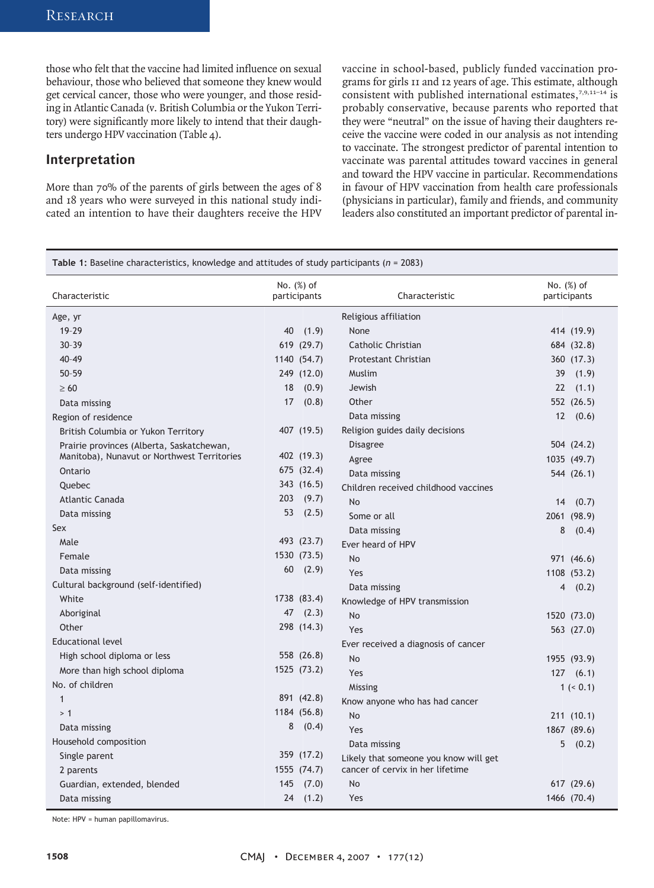those who felt that the vaccine had limited influence on sexual behaviour, those who believed that someone they knew would get cervical cancer, those who were younger, and those residing in Atlantic Canada (v. British Columbia or the Yukon Territory) were significantly more likely to intend that their daughters undergo HPV vaccination (Table 4).

## Interpretation

More than 70% of the parents of girls between the ages of 8 and 18 years who were surveyed in this national study indicated an intention to have their daughters receive the HPV vaccine in school-based, publicly funded vaccination programs for girls 11 and 12 years of age. This estimate, although consistent with published international estimates,[7,9,11–14] is probably conservative, because parents who reported that they were "neutral" on the issue of having their daughters receive the vaccine were coded in our analysis as not intending to vaccinate. The strongest predictor of parental intention to vaccinate was parental attitudes toward vaccines in general and toward the HPV vaccine in particular. Recommendations in favour of HPV vaccination from health care professionals (physicians in particular), family and friends, and community leaders also constituted an important predictor of parental in-

**Table 1:** Baseline characteristics, knowledge and attitudes of study participants ($n$ = 2083)

| Characteristic | No. (%) of participants | Characteristic | No. (%) of participants |
|---|---|---|---|
| Age, yr | | Religious affiliation | |
| 19–29 | 40 (1.9) | None | 414 (19.9) |
| 30–39 | 619 (29.7) | Catholic Christian | 684 (32.8) |
| 40–49 | 1140 (54.7) | Protestant Christian | 360 (17.3) |
| 50–59 | 249 (12.0) | Muslim | 39 (1.9) |
| ≥ 60 | 18 (0.9) | Jewish | 22 (1.1) |
| Data missing | 17 (0.8) | Other | 552 (26.5) |
| Region of residence | | Data missing | 12 (0.6) |
| British Columbia or Yukon Territory | 407 (19.5) | Religion guides daily decisions | |
| Prairie provinces (Alberta, Saskatchewan, Manitoba), Nunavut or Northwest Territories | 402 (19.3) | Disagree | 504 (24.2) |
| | | Agree | 1035 (49.7) |
| Ontario | 675 (32.4) | Data missing | 544 (26.1) |
| Quebec | 343 (16.5) | Children received childhood vaccines | |
| Atlantic Canada | 203 (9.7) | No | 14 (0.7) |
| Data missing | 53 (2.5) | Some or all | 2061 (98.9) |
| Sex | | Data missing | 8 (0.4) |
| Male | 493 (23.7) | Ever heard of HPV | |
| Female | 1530 (73.5) | No | 971 (46.6) |
| Data missing | 60 (2.9) | Yes | 1108 (53.2) |
| Cultural background (self-identified) | | Data missing | 4 (0.2) |
| White | 1738 (83.4) | Knowledge of HPV transmission | |
| Aboriginal | 47 (2.3) | No | 1520 (73.0) |
| Other | 298 (14.3) | Yes | 563 (27.0) |
| Educational level | | Ever received a diagnosis of cancer | |
| High school diploma or less | 558 (26.8) | No | 1955 (93.9) |
| More than high school diploma | 1525 (73.2) | Yes | 127 (6.1) |
| No. of children | | Missing | 1 (< 0.1) |
| 1 | 891 (42.8) | Know anyone who has had cancer | |
| > 1 | 1184 (56.8) | No | 211 (10.1) |
| Data missing | 8 (0.4) | Yes | 1867 (89.6) |
| Household composition | | Data missing | 5 (0.2) |
| Single parent | 359 (17.2) | Likely that someone you know will get cancer of cervix in her lifetime | |
| 2 parents | 1555 (74.7) | | |
| Guardian, extended, blended | 145 (7.0) | No | 617 (29.6) |
| Data missing | 24 (1.2) | Yes | 1466 (70.4) |

Note: HPV = human papillomavirus.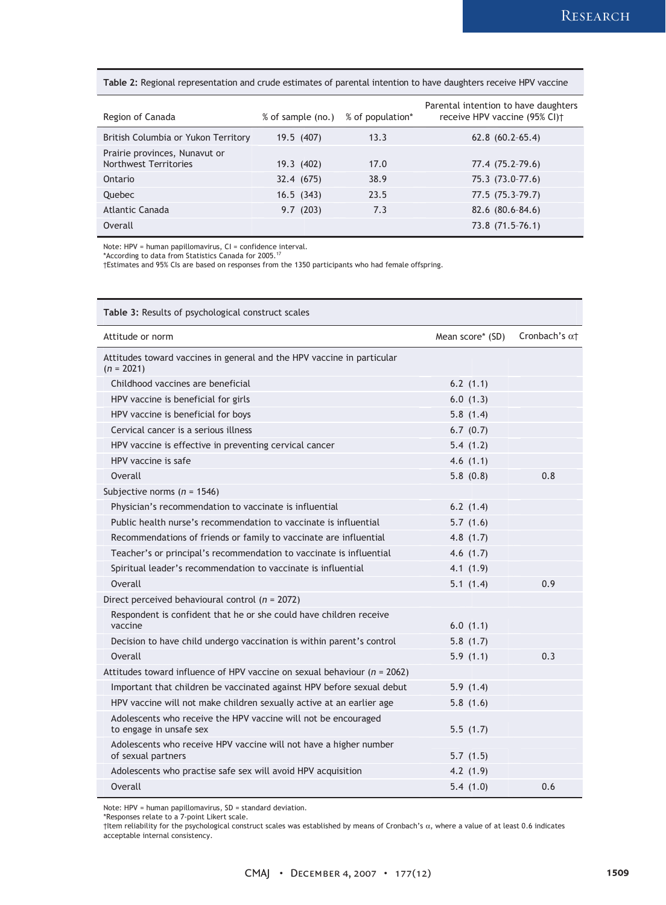**Table 2:** Regional representation and crude estimates of parental intention to have daughters receive HPV vaccine

| Region of Canada | % of sample (no.) | % of population* | Parental intention to have daughters receive HPV vaccine (95% CI)† |
|---|---|---|---|
| British Columbia or Yukon Territory | 19.5 (407) | 13.3 | 62.8 (60.2-65.4) |
| Prairie provinces, Nunavut or Northwest Territories | 19.3 (402) | 17.0 | 77.4 (75.2-79.6) |
| Ontario | 32.4 (675) | 38.9 | 75.3 (73.0-77.6) |
| Quebec | 16.5 (343) | 23.5 | 77.5 (75.3-79.7) |
| Atlantic Canada | 9.7 (203) | 7.3 | 82.6 (80.6-84.6) |
| Overall | | | 73.8 (71.5-76.1) |

Note: HPV = human papillomavirus, CI = confidence interval.
*According to data from Statistics Canada for 2005.[17]
†Estimates and 95% CIs are based on responses from the 1350 participants who had female offspring.

**Table 3:** Results of psychological construct scales

| Attitude or norm | Mean score* (SD) | Cronbach's α† |
|---|---|---|
| Attitudes toward vaccines in general and the HPV vaccine in particular (*n* = 2021) | | |
| Childhood vaccines are beneficial | 6.2 (1.1) | |
| HPV vaccine is beneficial for girls | 6.0 (1.3) | |
| HPV vaccine is beneficial for boys | 5.8 (1.4) | |
| Cervical cancer is a serious illness | 6.7 (0.7) | |
| HPV vaccine is effective in preventing cervical cancer | 5.4 (1.2) | |
| HPV vaccine is safe | 4.6 (1.1) | |
| Overall | 5.8 (0.8) | 0.8 |
| Subjective norms (*n* = 1546) | | |
| Physician's recommendation to vaccinate is influential | 6.2 (1.4) | |
| Public health nurse's recommendation to vaccinate is influential | 5.7 (1.6) | |
| Recommendations of friends or family to vaccinate are influential | 4.8 (1.7) | |
| Teacher's or principal's recommendation to vaccinate is influential | 4.6 (1.7) | |
| Spiritual leader's recommendation to vaccinate is influential | 4.1 (1.9) | |
| Overall | 5.1 (1.4) | 0.9 |
| Direct perceived behavioural control (*n* = 2072) | | |
| Respondent is confident that he or she could have children receive vaccine | 6.0 (1.1) | |
| Decision to have child undergo vaccination is within parent's control | 5.8 (1.7) | |
| Overall | 5.9 (1.1) | 0.3 |
| Attitudes toward influence of HPV vaccine on sexual behaviour (*n* = 2062) | | |
| Important that children be vaccinated against HPV before sexual debut | 5.9 (1.4) | |
| HPV vaccine will not make children sexually active at an earlier age | 5.8 (1.6) | |
| Adolescents who receive the HPV vaccine will not be encouraged to engage in unsafe sex | 5.5 (1.7) | |
| Adolescents who receive HPV vaccine will not have a higher number of sexual partners | 5.7 (1.5) | |
| Adolescents who practise safe sex will avoid HPV acquisition | 4.2 (1.9) | |
| Overall | 5.4 (1.0) | 0.6 |

Note: HPV = human papillomavirus, SD = standard deviation.
*Responses relate to a 7-point Likert scale.
†Item reliability for the psychological construct scales was established by means of Cronbach's α, where a value of at least 0.6 indicates acceptable internal consistency.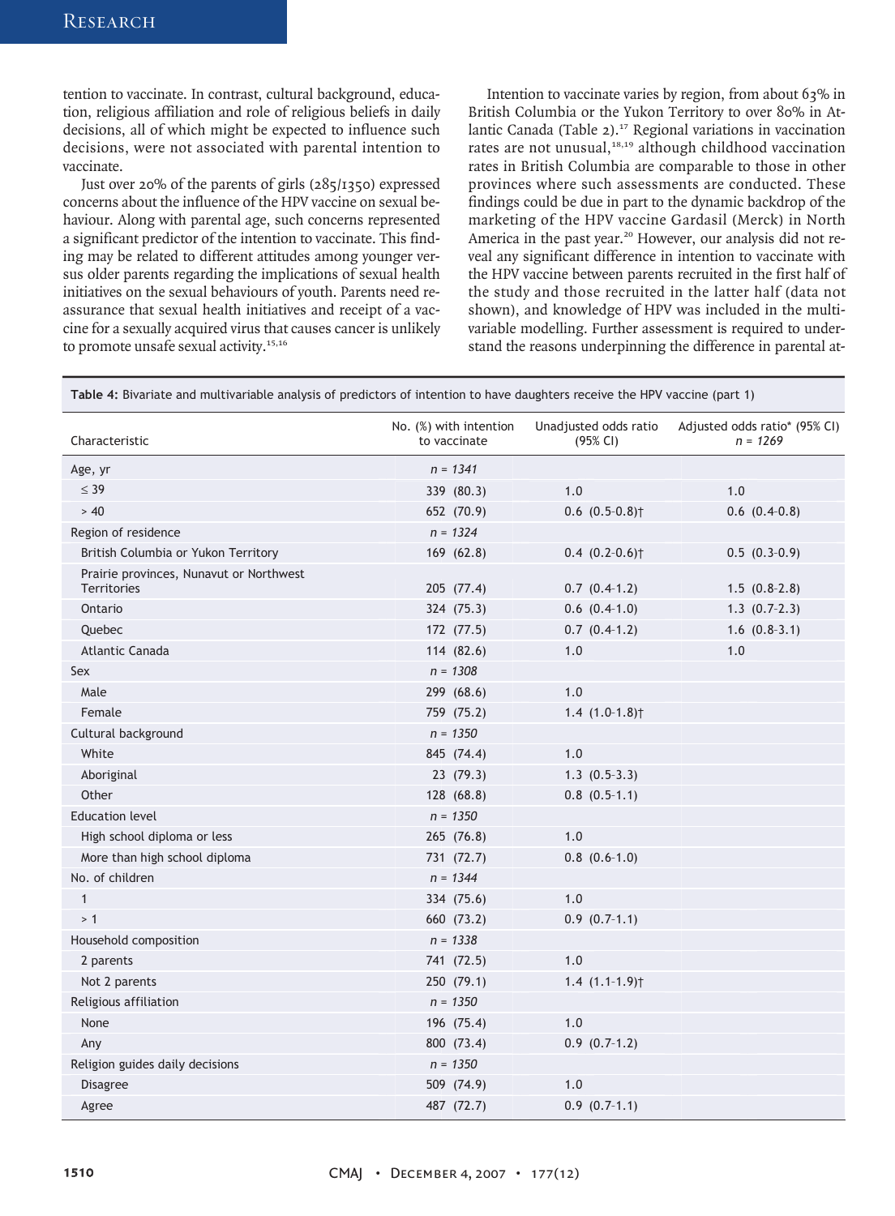tention to vaccinate. In contrast, cultural background, education, religious affiliation and role of religious beliefs in daily decisions, all of which might be expected to influence such decisions, were not associated with parental intention to vaccinate.

Just over 20% of the parents of girls (285/1350) expressed concerns about the influence of the HPV vaccine on sexual behaviour. Along with parental age, such concerns represented a significant predictor of the intention to vaccinate. This finding may be related to different attitudes among younger versus older parents regarding the implications of sexual health initiatives on the sexual behaviours of youth. Parents need reassurance that sexual health initiatives and receipt of a vaccine for a sexually acquired virus that causes cancer is unlikely to promote unsafe sexual activity.[15,16]

Intention to vaccinate varies by region, from about 63% in British Columbia or the Yukon Territory to over 80% in Atlantic Canada (Table 2).[17] Regional variations in vaccination rates are not unusual,[18,19] although childhood vaccination rates in British Columbia are comparable to those in other provinces where such assessments are conducted. These findings could be due in part to the dynamic backdrop of the marketing of the HPV vaccine Gardasil (Merck) in North America in the past year.[20] However, our analysis did not reveal any significant difference in intention to vaccinate with the HPV vaccine between parents recruited in the first half of the study and those recruited in the latter half (data not shown), and knowledge of HPV was included in the multivariable modelling. Further assessment is required to understand the reasons underpinning the difference in parental at-

**Table 4:** Bivariate and multivariable analysis of predictors of intention to have daughters receive the HPV vaccine (part 1)

| Characteristic | No. (%) with intention to vaccinate | Unadjusted odds ratio (95% CI) | Adjusted odds ratio* (95% CI) *n* = 1269 |
|---|---|---|---|
| Age, yr | *n* = 1341 | | |
| ≤ 39 | 339 (80.3) | 1.0 | 1.0 |
| > 40 | 652 (70.9) | 0.6 (0.5–0.8)† | 0.6 (0.4–0.8) |
| Region of residence | *n* = 1324 | | |
| British Columbia or Yukon Territory | 169 (62.8) | 0.4 (0.2–0.6)† | 0.5 (0.3–0.9) |
| Prairie provinces, Nunavut or Northwest Territories | 205 (77.4) | 0.7 (0.4–1.2) | 1.5 (0.8–2.8) |
| Ontario | 324 (75.3) | 0.6 (0.4–1.0) | 1.3 (0.7–2.3) |
| Quebec | 172 (77.5) | 0.7 (0.4–1.2) | 1.6 (0.8–3.1) |
| Atlantic Canada | 114 (82.6) | 1.0 | 1.0 |
| Sex | *n* = 1308 | | |
| Male | 299 (68.6) | 1.0 | |
| Female | 759 (75.2) | 1.4 (1.0–1.8)† | |
| Cultural background | *n* = 1350 | | |
| White | 845 (74.4) | 1.0 | |
| Aboriginal | 23 (79.3) | 1.3 (0.5–3.3) | |
| Other | 128 (68.8) | 0.8 (0.5–1.1) | |
| Education level | *n* = 1350 | | |
| High school diploma or less | 265 (76.8) | 1.0 | |
| More than high school diploma | 731 (72.7) | 0.8 (0.6–1.0) | |
| No. of children | *n* = 1344 | | |
| 1 | 334 (75.6) | 1.0 | |
| > 1 | 660 (73.2) | 0.9 (0.7–1.1) | |
| Household composition | *n* = 1338 | | |
| 2 parents | 741 (72.5) | 1.0 | |
| Not 2 parents | 250 (79.1) | 1.4 (1.1–1.9)† | |
| Religious affiliation | *n* = 1350 | | |
| None | 196 (75.4) | 1.0 | |
| Any | 800 (73.4) | 0.9 (0.7–1.2) | |
| Religion guides daily decisions | *n* = 1350 | | |
| Disagree | 509 (74.9) | 1.0 | |
| Agree | 487 (72.7) | 0.9 (0.7–1.1) | |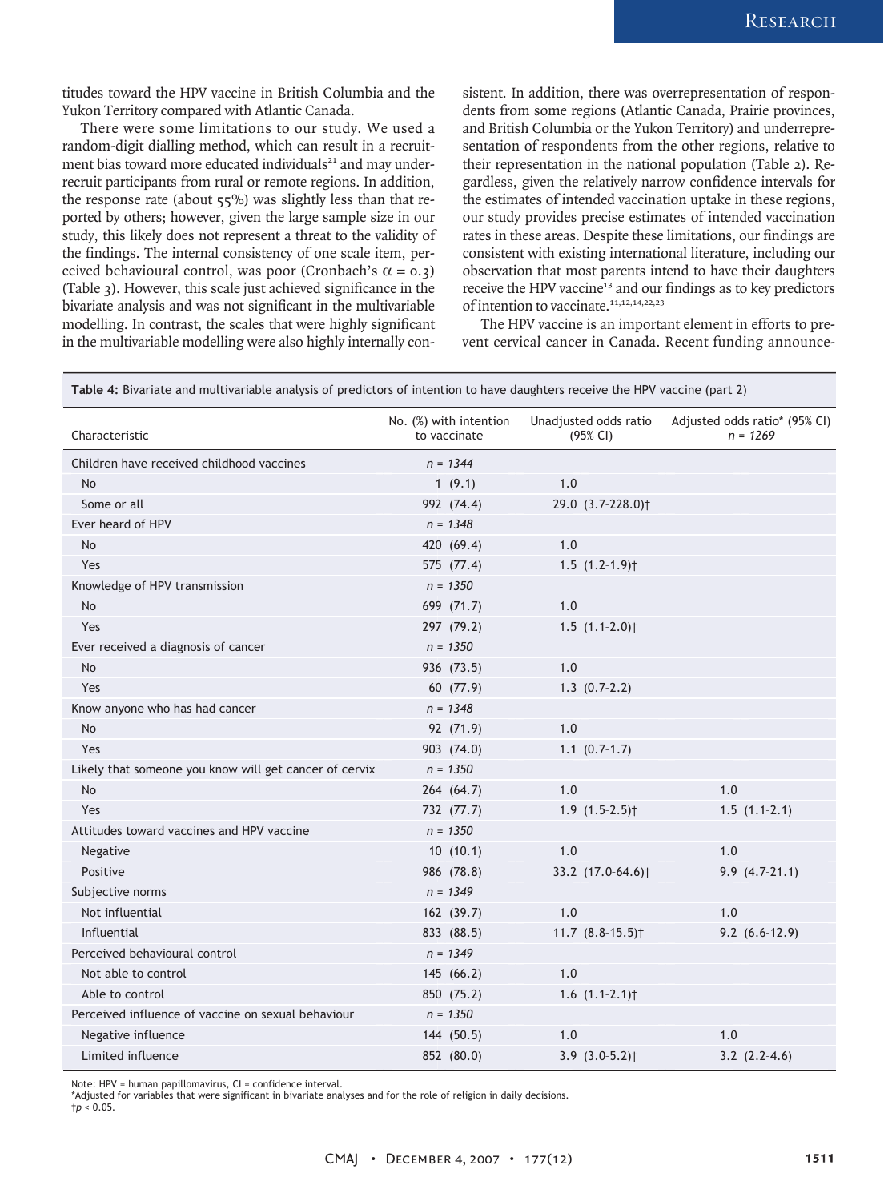titudes toward the HPV vaccine in British Columbia and the Yukon Territory compared with Atlantic Canada.

There were some limitations to our study. We used a random-digit dialling method, which can result in a recruitment bias toward more educated individuals[21] and may under-recruit participants from rural or remote regions. In addition, the response rate (about 55%) was slightly less than that reported by others; however, given the large sample size in our study, this likely does not represent a threat to the validity of the findings. The internal consistency of one scale item, perceived behavioural control, was poor (Cronbach's $\alpha = 0.3$) (Table 3). However, this scale just achieved significance in the bivariate analysis and was not significant in the multivariable modelling. In contrast, the scales that were highly significant in the multivariable modelling were also highly internally consistent. In addition, there was overrepresentation of respondents from some regions (Atlantic Canada, Prairie provinces, and British Columbia or the Yukon Territory) and underrepresentation of respondents from the other regions, relative to their representation in the national population (Table 2). Regardless, given the relatively narrow confidence intervals for the estimates of intended vaccination uptake in these regions, our study provides precise estimates of intended vaccination rates in these areas. Despite these limitations, our findings are consistent with existing international literature, including our observation that most parents intend to have their daughters receive the HPV vaccine[13] and our findings as to key predictors of intention to vaccinate.[11,12,14,22,23]

The HPV vaccine is an important element in efforts to prevent cervical cancer in Canada. Recent funding announce-

**Table 4:** Bivariate and multivariable analysis of predictors of intention to have daughters receive the HPV vaccine (part 2)

| Characteristic | No. (%) with intention to vaccinate | Unadjusted odds ratio (95% CI) | Adjusted odds ratio* (95% CI) *n* = 1269 |
|---|---|---|---|
| Children have received childhood vaccines | *n* = 1344 | | |
| No | 1 (9.1) | 1.0 | |
| Some or all | 992 (74.4) | 29.0 (3.7–228.0)† | |
| Ever heard of HPV | *n* = 1348 | | |
| No | 420 (69.4) | 1.0 | |
| Yes | 575 (77.4) | 1.5 (1.2–1.9)† | |
| Knowledge of HPV transmission | *n* = 1350 | | |
| No | 699 (71.7) | 1.0 | |
| Yes | 297 (79.2) | 1.5 (1.1–2.0)† | |
| Ever received a diagnosis of cancer | *n* = 1350 | | |
| No | 936 (73.5) | 1.0 | |
| Yes | 60 (77.9) | 1.3 (0.7–2.2) | |
| Know anyone who has had cancer | *n* = 1348 | | |
| No | 92 (71.9) | 1.0 | |
| Yes | 903 (74.0) | 1.1 (0.7–1.7) | |
| Likely that someone you know will get cancer of cervix | *n* = 1350 | | |
| No | 264 (64.7) | 1.0 | 1.0 |
| Yes | 732 (77.7) | 1.9 (1.5–2.5)† | 1.5 (1.1–2.1) |
| Attitudes toward vaccines and HPV vaccine | *n* = 1350 | | |
| Negative | 10 (10.1) | 1.0 | 1.0 |
| Positive | 986 (78.8) | 33.2 (17.0–64.6)† | 9.9 (4.7–21.1) |
| Subjective norms | *n* = 1349 | | |
| Not influential | 162 (39.7) | 1.0 | 1.0 |
| Influential | 833 (88.5) | 11.7 (8.8–15.5)† | 9.2 (6.6–12.9) |
| Perceived behavioural control | *n* = 1349 | | |
| Not able to control | 145 (66.2) | 1.0 | |
| Able to control | 850 (75.2) | 1.6 (1.1–2.1)† | |
| Perceived influence of vaccine on sexual behaviour | *n* = 1350 | | |
| Negative influence | 144 (50.5) | 1.0 | 1.0 |
| Limited influence | 852 (80.0) | 3.9 (3.0–5.2)† | 3.2 (2.2–4.6) |

Note: HPV = human papillomavirus, CI = confidence interval.
*Adjusted for variables that were significant in bivariate analyses and for the role of religion in daily decisions.
†$p < 0.05$.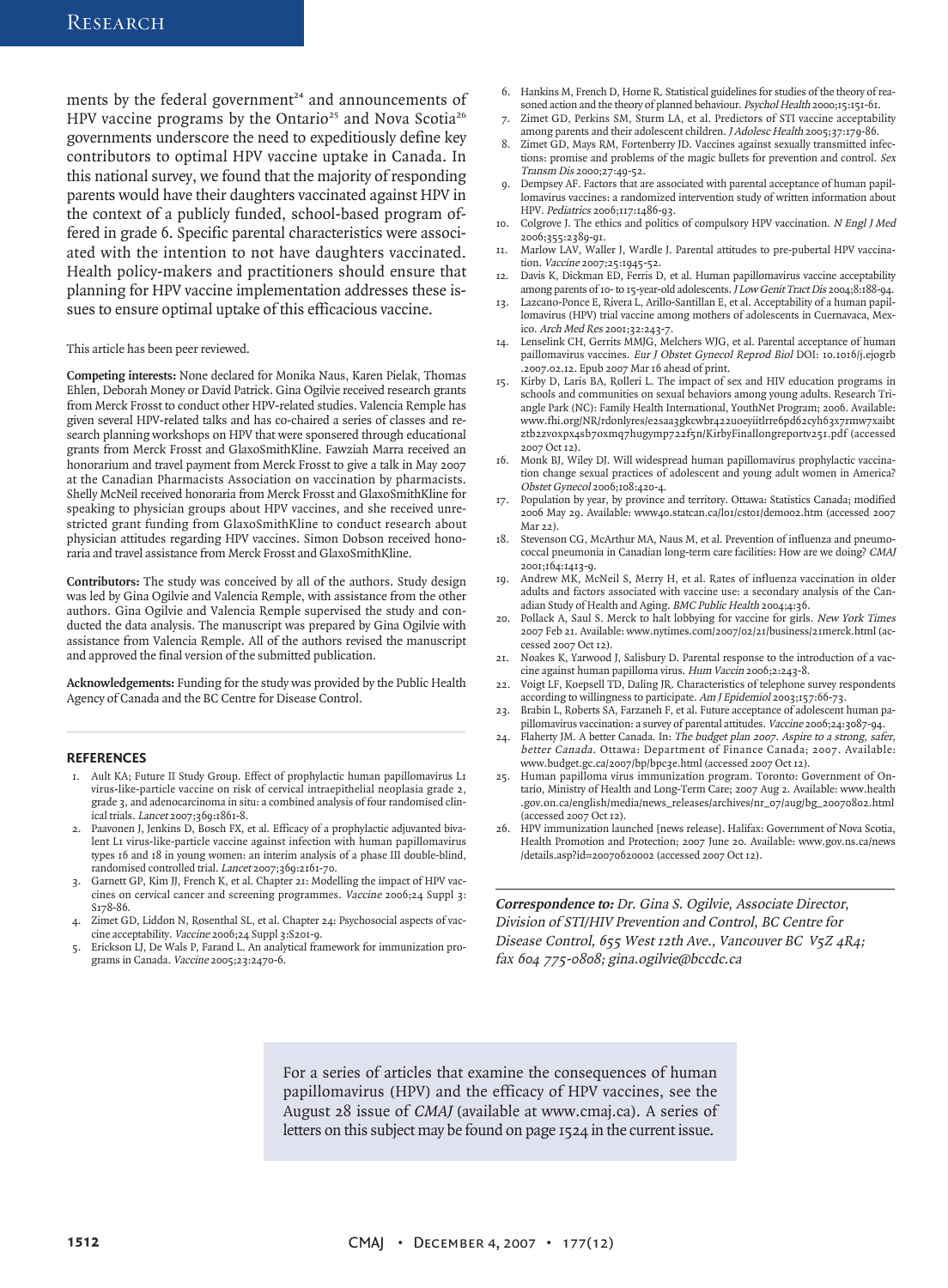ments by the federal government[24] and announcements of HPV vaccine programs by the Ontario[25] and Nova Scotia[26] governments underscore the need to expeditiously define key contributors to optimal HPV vaccine uptake in Canada. In this national survey, we found that the majority of responding parents would have their daughters vaccinated against HPV in the context of a publicly funded, school-based program offered in grade 6. Specific parental characteristics were associated with the intention to not have daughters vaccinated. Health policy-makers and practitioners should ensure that planning for HPV vaccine implementation addresses these issues to ensure optimal uptake of this efficacious vaccine.

This article has been peer reviewed.

**Competing interests:** None declared for Monika Naus, Karen Pielak, Thomas Ehlen, Deborah Money or David Patrick. Gina Ogilvie received research grants from Merck Frosst to conduct other HPV-related studies. Valencia Remple has given several HPV-related talks and has co-chaired a series of classes and research planning workshops on HPV that were sponsered through educational grants from Merck Frosst and GlaxoSmithKline. Fawziah Marra received an honorarium and travel payment from Merck Frosst to give a talk in May 2007 at the Canadian Pharmacists Association on vaccination by pharmacists. Shelly McNeil received honoraria from Merck Frosst and GlaxoSmithKline for speaking to physician groups about HPV vaccines, and she received unrestricted grant funding from GlaxoSmithKline to conduct research about physician attitudes regarding HPV vaccines. Simon Dobson received honoraria and travel assistance from Merck Frosst and GlaxoSmithKline.

**Contributors:** The study was conceived by all of the authors. Study design was led by Gina Ogilvie and Valencia Remple, with assistance from the other authors. Gina Ogilvie and Valencia Remple supervised the study and conducted the data analysis. The manuscript was prepared by Gina Ogilvie with assistance from Valencia Remple. All of the authors revised the manuscript and approved the final version of the submitted publication.

**Acknowledgements:** Funding for the study was provided by the Public Health Agency of Canada and the BC Centre for Disease Control.

## REFERENCES

1. Ault KA; Future II Study Group. Effect of prophylactic human papillomavirus L1 virus-like-particle vaccine on risk of cervical intraepithelial neoplasia grade 2, grade 3, and adenocarcinoma in situ: a combined analysis of four randomised clinical trials. *Lancet* 2007;369:1861-8.
2. Paavonen J, Jenkins D, Bosch FX, et al. Efficacy of a prophylactic adjuvanted bivalent L1 virus-like-particle vaccine against infection with human papillomavirus types 16 and 18 in young women: an interim analysis of a phase III double-blind, randomised controlled trial. *Lancet* 2007;369:2161-70.
3. Garnett GP, Kim JJ, French K, et al. Chapter 21: Modelling the impact of HPV vaccines on cervical cancer and screening programmes. *Vaccine* 2006;24 Suppl 3: S178-86.
4. Zimet GD, Liddon N, Rosenthal SL, et al. Chapter 24: Psychosocial aspects of vaccine acceptability. *Vaccine* 2006;24 Suppl 3:S201-9.
5. Erickson LJ, De Wals P, Farand L. An analytical framework for immunization programs in Canada. *Vaccine* 2005;23:2470-6.
6. Hankins M, French D, Horne R. Statistical guidelines for studies of the theory of reasoned action and the theory of planned behaviour. *Psychol Health* 2000;15:151-61.
7. Zimet GD, Perkins SM, Sturm LA, et al. Predictors of STI vaccine acceptability among parents and their adolescent children. *J Adolesc Health* 2005;37:179-86.
8. Zimet GD, Mays RM, Fortenberry JD. Vaccines against sexually transmitted infections: promise and problems of the magic bullets for prevention and control. *Sex Transm Dis* 2000;27:49-52.
9. Dempsey AF. Factors that are associated with parental acceptance of human papillomavirus vaccines: a randomized intervention study of written information about HPV. *Pediatrics* 2006;117:1486-93.
10. Colgrove J. The ethics and politics of compulsory HPV vaccination. *N Engl J Med* 2006;355:2389-91.
11. Marlow LAV, Waller J, Wardle J. Parental attitudes to pre-pubertal HPV vaccination. *Vaccine* 2007;25:1945-52.
12. Davis K, Dickman ED, Ferris D, et al. Human papillomavirus vaccine acceptability among parents of 10- to 15-year-old adolescents. *J Low Genit Tract Dis* 2004;8:188-94.
13. Lazcano-Ponce E, Rivera L, Arillo-Santillan E, et al. Acceptability of a human papillomavirus (HPV) trial vaccine among mothers of adolescents in Cuernavaca, Mexico. *Arch Med Res* 2001;32:243-7.
14. Lenselink CH, Gerrits MMJG, Melchers WJG, et al. Parental acceptance of human paillomavirus vaccines. *Eur J Obstet Gynecol Reprod Biol* DOI: 10.1016/j.ejogrb.2007.02.12. Epub 2007 Mar 16 ahead of print.
15. Kirby D, Laris BA, Rolleri L. The impact of sex and HIV education programs in schools and communities on sexual behaviors among young adults. Research Triangle Park (NC): Family Health International, YouthNet Program; 2006. Available: www.fhi.org/NR/rdonlyres/e2saa3gkcwbr422uoeyiitlrre6pd62cyh63x7rmw7xaibtztb2zvoxpx4sb7oxmq7hugymp722f5n/KirbyFinallongreportv251.pdf (accessed 2007 Oct 12).
16. Monk BJ, Wiley DJ. Will widespread human papillomavirus prophylactic vaccination change sexual practices of adolescent and young adult women in America? *Obstet Gynecol* 2006;108:420-4.
17. Population by year, by province and territory. Ottawa: Statistics Canada; modified 2006 May 29. Available: www40.statcan.ca/l01/cst01/demo02.htm (accessed 2007 Mar 22).
18. Stevenson CG, McArthur MA, Naus M, et al. Prevention of influenza and pneumococcal pneumonia in Canadian long-term care facilities: How are we doing? *CMAJ* 2001;164:1413-9.
19. Andrew MK, McNeil S, Merry H, et al. Rates of influenza vaccination in older adults and factors associated with vaccine use: a secondary analysis of the Canadian Study of Health and Aging. *BMC Public Health* 2004;4:36.
20. Pollack A, Saul S. Merck to halt lobbying for vaccine for girls. *New York Times* 2007 Feb 21. Available: www.nytimes.com/2007/02/21/business/21merck.html (accessed 2007 Oct 12).
21. Noakes K, Yarwood J, Salisbury D. Parental response to the introduction of a vaccine against human papilloma virus. *Hum Vaccin* 2006;2:243-8.
22. Voigt LF, Koepsell TD, Daling JR. Characteristics of telephone survey respondents according to willingness to participate. *Am J Epidemiol* 2003;157:66-73.
23. Brabin L, Roberts SA, Farzaneh F, et al. Future acceptance of adolescent human papillomavirus vaccination: a survey of parental attitudes. *Vaccine* 2006;24:3087-94.
24. Flaherty JM. A better Canada. In: *The budget plan 2007. Aspire to a strong, safer, better Canada.* Ottawa: Department of Finance Canada; 2007. Available: www.budget.gc.ca/2007/bp/bpc3e.html (accessed 2007 Oct 12).
25. Human papilloma virus immunization program. Toronto: Government of Ontario, Ministry of Health and Long-Term Care; 2007 Aug 2. Available: www.health.gov.on.ca/english/media/news_releases/archives/nr_07/aug/bg_20070802.html (accessed 2007 Oct 12).
26. HPV immunization launched [news release]. Halifax: Government of Nova Scotia, Health Promotion and Protection; 2007 June 20. Available: www.gov.ns.ca/news/details.asp?id=20070620002 (accessed 2007 Oct 12).

***Correspondence to:*** *Dr. Gina S. Ogilvie, Associate Director, Division of STI/HIV Prevention and Control, BC Centre for Disease Control, 655 West 12th Ave., Vancouver BC V5Z 4R4; fax 604 775-0808; gina.ogilvie@bccdc.ca*

For a series of articles that examine the consequences of human papillomavirus (HPV) and the efficacy of HPV vaccines, see the August 28 issue of *CMAJ* (available at www.cmaj.ca). A series of letters on this subject may be found on page 1524 in the current issue.